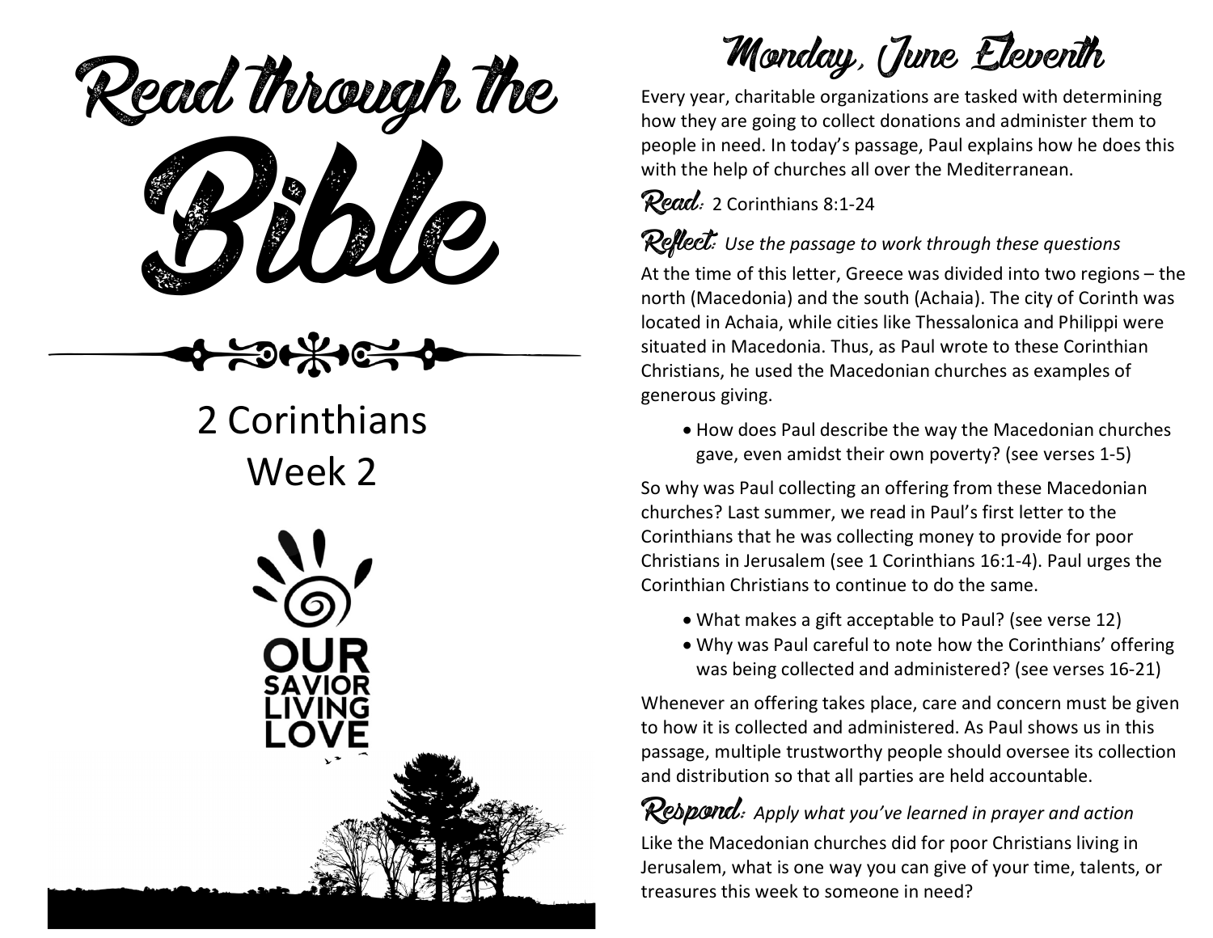# Read through the Bible

## 2 Corinthians
## Week 2

OUR SAVIOR LIVING LOVE

# Monday, June Eleventh

Every year, charitable organizations are tasked with determining how they are going to collect donations and administer them to people in need. In today's passage, Paul explains how he does this with the help of churches all over the Mediterranean.

**Read:** 2 Corinthians 8:1-24

**Reflect:** *Use the passage to work through these questions*

At the time of this letter, Greece was divided into two regions – the north (Macedonia) and the south (Achaia). The city of Corinth was located in Achaia, while cities like Thessalonica and Philippi were situated in Macedonia. Thus, as Paul wrote to these Corinthian Christians, he used the Macedonian churches as examples of generous giving.

- How does Paul describe the way the Macedonian churches gave, even amidst their own poverty? (see verses 1-5)

So why was Paul collecting an offering from these Macedonian churches? Last summer, we read in Paul's first letter to the Corinthians that he was collecting money to provide for poor Christians in Jerusalem (see 1 Corinthians 16:1-4). Paul urges the Corinthian Christians to continue to do the same.

- What makes a gift acceptable to Paul? (see verse 12)
- Why was Paul careful to note how the Corinthians' offering was being collected and administered? (see verses 16-21)

Whenever an offering takes place, care and concern must be given to how it is collected and administered. As Paul shows us in this passage, multiple trustworthy people should oversee its collection and distribution so that all parties are held accountable.

**Respond:** *Apply what you've learned in prayer and action*

Like the Macedonian churches did for poor Christians living in Jerusalem, what is one way you can give of your time, talents, or treasures this week to someone in need?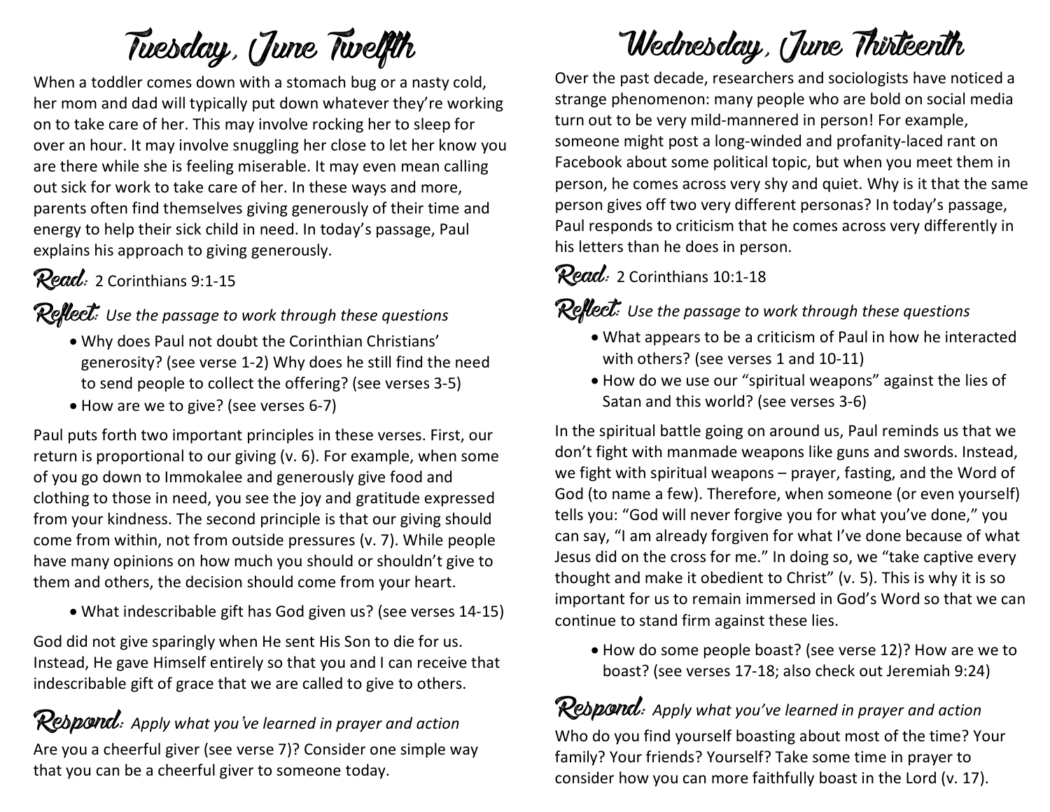# Tuesday, June Twelfth

When a toddler comes down with a stomach bug or a nasty cold, her mom and dad will typically put down whatever they're working on to take care of her. This may involve rocking her to sleep for over an hour. It may involve snuggling her close to let her know you are there while she is feeling miserable. It may even mean calling out sick for work to take care of her. In these ways and more, parents often find themselves giving generously of their time and energy to help their sick child in need. In today's passage, Paul explains his approach to giving generously.

**Read:** 2 Corinthians 9:1-15

**Reflect:** *Use the passage to work through these questions*

- Why does Paul not doubt the Corinthian Christians' generosity? (see verse 1-2) Why does he still find the need to send people to collect the offering? (see verses 3-5)
- How are we to give? (see verses 6-7)

Paul puts forth two important principles in these verses. First, our return is proportional to our giving (v. 6). For example, when some of you go down to Immokalee and generously give food and clothing to those in need, you see the joy and gratitude expressed from your kindness. The second principle is that our giving should come from within, not from outside pressures (v. 7). While people have many opinions on how much you should or shouldn't give to them and others, the decision should come from your heart.

- What indescribable gift has God given us? (see verses 14-15)

God did not give sparingly when He sent His Son to die for us. Instead, He gave Himself entirely so that you and I can receive that indescribable gift of grace that we are called to give to others.

**Respond:** *Apply what you've learned in prayer and action*

Are you a cheerful giver (see verse 7)? Consider one simple way that you can be a cheerful giver to someone today.

# Wednesday, June Thirteenth

Over the past decade, researchers and sociologists have noticed a strange phenomenon: many people who are bold on social media turn out to be very mild-mannered in person! For example, someone might post a long-winded and profanity-laced rant on Facebook about some political topic, but when you meet them in person, he comes across very shy and quiet. Why is it that the same person gives off two very different personas? In today's passage, Paul responds to criticism that he comes across very differently in his letters than he does in person.

**Read:** 2 Corinthians 10:1-18

**Reflect:** *Use the passage to work through these questions*

- What appears to be a criticism of Paul in how he interacted with others? (see verses 1 and 10-11)
- How do we use our "spiritual weapons" against the lies of Satan and this world? (see verses 3-6)

In the spiritual battle going on around us, Paul reminds us that we don't fight with manmade weapons like guns and swords. Instead, we fight with spiritual weapons – prayer, fasting, and the Word of God (to name a few). Therefore, when someone (or even yourself) tells you: "God will never forgive you for what you've done," you can say, "I am already forgiven for what I've done because of what Jesus did on the cross for me." In doing so, we "take captive every thought and make it obedient to Christ" (v. 5). This is why it is so important for us to remain immersed in God's Word so that we can continue to stand firm against these lies.

- How do some people boast? (see verse 12)? How are we to boast? (see verses 17-18; also check out Jeremiah 9:24)

**Respond:** *Apply what you've learned in prayer and action*

Who do you find yourself boasting about most of the time? Your family? Your friends? Yourself? Take some time in prayer to consider how you can more faithfully boast in the Lord (v. 17).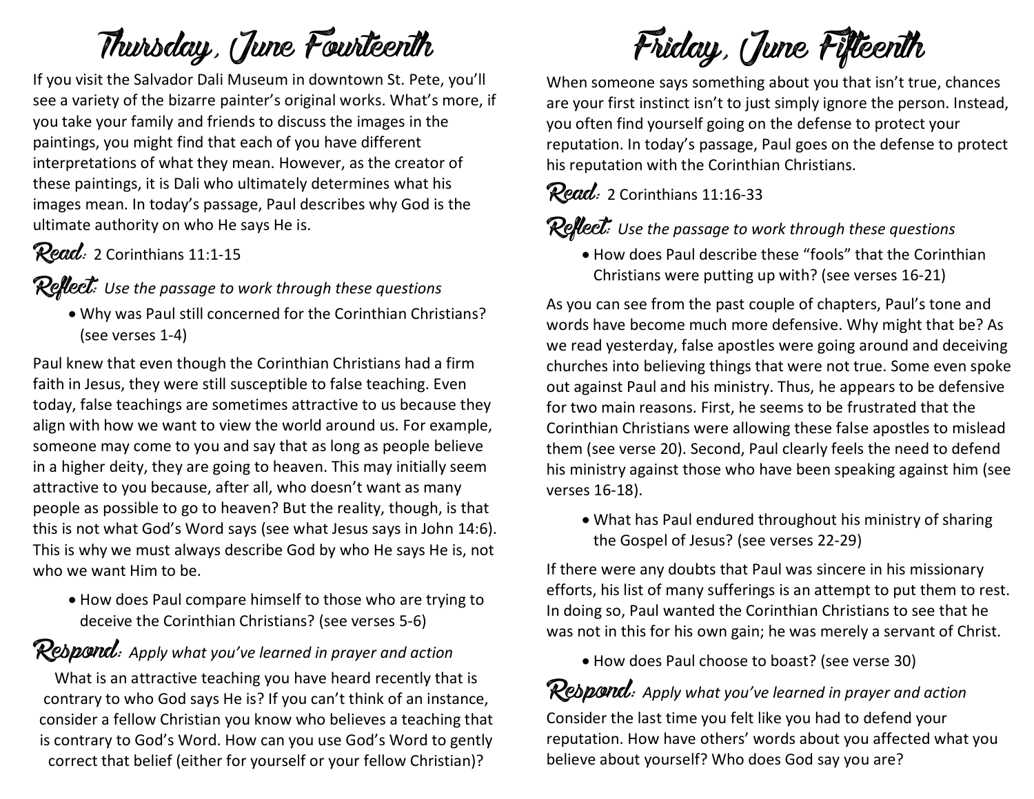# Thursday, June Fourteenth

If you visit the Salvador Dali Museum in downtown St. Pete, you'll see a variety of the bizarre painter's original works. What's more, if you take your family and friends to discuss the images in the paintings, you might find that each of you have different interpretations of what they mean. However, as the creator of these paintings, it is Dali who ultimately determines what his images mean. In today's passage, Paul describes why God is the ultimate authority on who He says He is.

**Read:** 2 Corinthians 11:1-15

**Reflect:** *Use the passage to work through these questions*

- Why was Paul still concerned for the Corinthian Christians? (see verses 1-4)

Paul knew that even though the Corinthian Christians had a firm faith in Jesus, they were still susceptible to false teaching. Even today, false teachings are sometimes attractive to us because they align with how we want to view the world around us. For example, someone may come to you and say that as long as people believe in a higher deity, they are going to heaven. This may initially seem attractive to you because, after all, who doesn't want as many people as possible to go to heaven? But the reality, though, is that this is not what God's Word says (see what Jesus says in John 14:6). This is why we must always describe God by who He says He is, not who we want Him to be.

- How does Paul compare himself to those who are trying to deceive the Corinthian Christians? (see verses 5-6)

**Respond:** *Apply what you've learned in prayer and action*

What is an attractive teaching you have heard recently that is contrary to who God says He is? If you can't think of an instance, consider a fellow Christian you know who believes a teaching that is contrary to God's Word. How can you use God's Word to gently correct that belief (either for yourself or your fellow Christian)?

# Friday, June Fifteenth

When someone says something about you that isn't true, chances are your first instinct isn't to just simply ignore the person. Instead, you often find yourself going on the defense to protect your reputation. In today's passage, Paul goes on the defense to protect his reputation with the Corinthian Christians.

**Read:** 2 Corinthians 11:16-33

**Reflect:** *Use the passage to work through these questions*

- How does Paul describe these "fools" that the Corinthian Christians were putting up with? (see verses 16-21)

As you can see from the past couple of chapters, Paul's tone and words have become much more defensive. Why might that be? As we read yesterday, false apostles were going around and deceiving churches into believing things that were not true. Some even spoke out against Paul and his ministry. Thus, he appears to be defensive for two main reasons. First, he seems to be frustrated that the Corinthian Christians were allowing these false apostles to mislead them (see verse 20). Second, Paul clearly feels the need to defend his ministry against those who have been speaking against him (see verses 16-18).

- What has Paul endured throughout his ministry of sharing the Gospel of Jesus? (see verses 22-29)

If there were any doubts that Paul was sincere in his missionary efforts, his list of many sufferings is an attempt to put them to rest. In doing so, Paul wanted the Corinthian Christians to see that he was not in this for his own gain; he was merely a servant of Christ.

- How does Paul choose to boast? (see verse 30)

**Respond:** *Apply what you've learned in prayer and action*

Consider the last time you felt like you had to defend your reputation. How have others' words about you affected what you believe about yourself? Who does God say you are?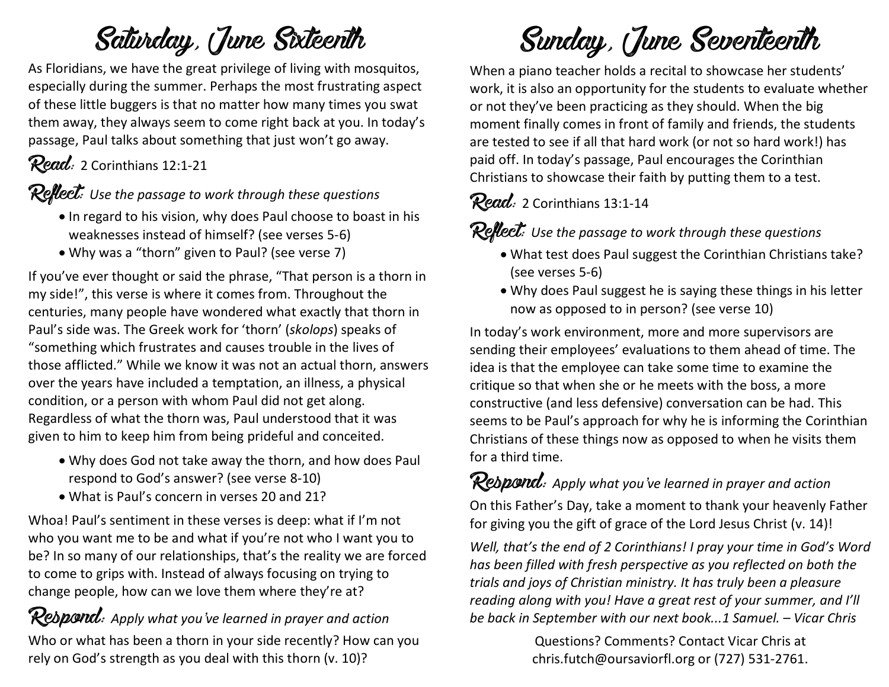# Saturday, June Sixteenth

As Floridians, we have the great privilege of living with mosquitos, especially during the summer. Perhaps the most frustrating aspect of these little buggers is that no matter how many times you swat them away, they always seem to come right back at you. In today's passage, Paul talks about something that just won't go away.

**Read:** 2 Corinthians 12:1-21

**Reflect:** *Use the passage to work through these questions*

- In regard to his vision, why does Paul choose to boast in his weaknesses instead of himself? (see verses 5-6)
- Why was a "thorn" given to Paul? (see verse 7)

If you've ever thought or said the phrase, "That person is a thorn in my side!", this verse is where it comes from. Throughout the centuries, many people have wondered what exactly that thorn in Paul's side was. The Greek work for 'thorn' (*skolops*) speaks of "something which frustrates and causes trouble in the lives of those afflicted." While we know it was not an actual thorn, answers over the years have included a temptation, an illness, a physical condition, or a person with whom Paul did not get along. Regardless of what the thorn was, Paul understood that it was given to him to keep him from being prideful and conceited.

- Why does God not take away the thorn, and how does Paul respond to God's answer? (see verse 8-10)
- What is Paul's concern in verses 20 and 21?

Whoa! Paul's sentiment in these verses is deep: what if I'm not who you want me to be and what if you're not who I want you to be? In so many of our relationships, that's the reality we are forced to come to grips with. Instead of always focusing on trying to change people, how can we love them where they're at?

**Respond:** *Apply what you've learned in prayer and action*

Who or what has been a thorn in your side recently? How can you rely on God's strength as you deal with this thorn (v. 10)?

# Sunday, June Seventeenth

When a piano teacher holds a recital to showcase her students' work, it is also an opportunity for the students to evaluate whether or not they've been practicing as they should. When the big moment finally comes in front of family and friends, the students are tested to see if all that hard work (or not so hard work!) has paid off. In today's passage, Paul encourages the Corinthian Christians to showcase their faith by putting them to a test.

**Read:** 2 Corinthians 13:1-14

**Reflect:** *Use the passage to work through these questions*

- What test does Paul suggest the Corinthian Christians take? (see verses 5-6)
- Why does Paul suggest he is saying these things in his letter now as opposed to in person? (see verse 10)

In today's work environment, more and more supervisors are sending their employees' evaluations to them ahead of time. The idea is that the employee can take some time to examine the critique so that when she or he meets with the boss, a more constructive (and less defensive) conversation can be had. This seems to be Paul's approach for why he is informing the Corinthian Christians of these things now as opposed to when he visits them for a third time.

**Respond:** *Apply what you've learned in prayer and action*

On this Father's Day, take a moment to thank your heavenly Father for giving you the gift of grace of the Lord Jesus Christ (v. 14)!

*Well, that's the end of 2 Corinthians! I pray your time in God's Word has been filled with fresh perspective as you reflected on both the trials and joys of Christian ministry. It has truly been a pleasure reading along with you! Have a great rest of your summer, and I'll be back in September with our next book...1 Samuel. – Vicar Chris*

Questions? Comments? Contact Vicar Chris at chris.futch@oursaviorfl.org or (727) 531-2761.